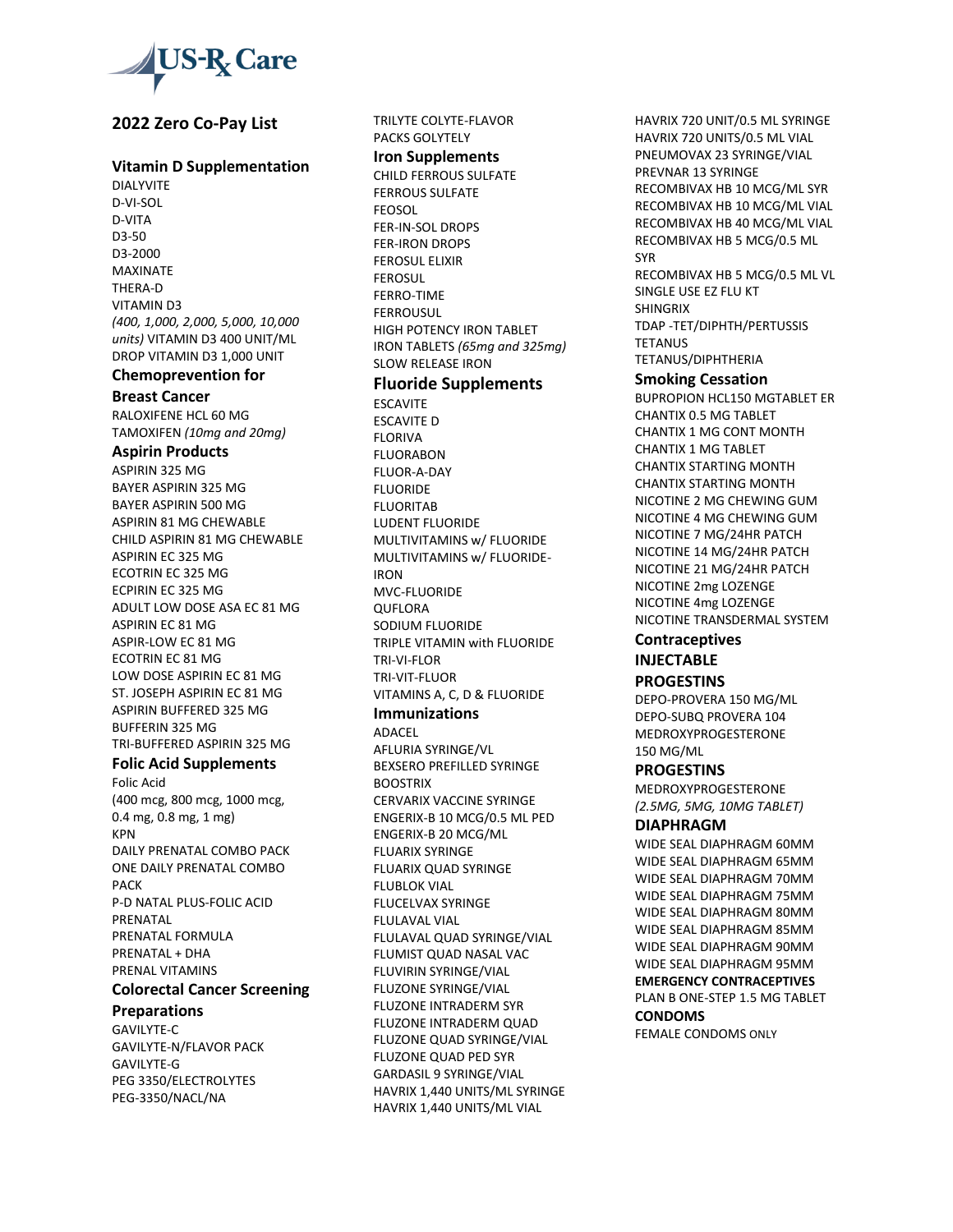US-Rx Care

## 2022 Zero Co-Pay List

### Vitamin D Supplementation

DIALYVITE
D-VI-SOL
D-VITA
D3-50
D3-2000
MAXINATE
THERA-D
VITAMIN D3
*(400, 1,000, 2,000, 5,000, 10,000 units)* VITAMIN D3 400 UNIT/ML
DROP VITAMIN D3 1,000 UNIT

### Chemoprevention for Breast Cancer

RALOXIFENE HCL 60 MG
TAMOXIFEN *(10mg and 20mg)*

### Aspirin Products

ASPIRIN 325 MG
BAYER ASPIRIN 325 MG
BAYER ASPIRIN 500 MG
ASPIRIN 81 MG CHEWABLE
CHILD ASPIRIN 81 MG CHEWABLE
ASPIRIN EC 325 MG
ECOTRIN EC 325 MG
ECPIRIN EC 325 MG
ADULT LOW DOSE ASA EC 81 MG
ASPIRIN EC 81 MG
ASPIR-LOW EC 81 MG
ECOTRIN EC 81 MG
LOW DOSE ASPIRIN EC 81 MG
ST. JOSEPH ASPIRIN EC 81 MG
ASPIRIN BUFFERED 325 MG
BUFFERIN 325 MG
TRI-BUFFERED ASPIRIN 325 MG

### Folic Acid Supplements

Folic Acid
(400 mcg, 800 mcg, 1000 mcg, 0.4 mg, 0.8 mg, 1 mg)
KPN
DAILY PRENATAL COMBO PACK
ONE DAILY PRENATAL COMBO PACK
P-D NATAL PLUS-FOLIC ACID
PRENATAL
PRENATAL FORMULA
PRENATAL + DHA
PRENAL VITAMINS

### Colorectal Cancer Screening Preparations

GAVILYTE-C
GAVILYTE-N/FLAVOR PACK
GAVILYTE-G
PEG 3350/ELECTROLYTES
PEG-3350/NACL/NA
TRILYTE COLYTE-FLAVOR
PACKS GOLYTELY

### Iron Supplements

CHILD FERROUS SULFATE
FERROUS SULFATE
FEOSOL
FER-IN-SOL DROPS
FER-IRON DROPS
FEROSUL ELIXIR
FEROSUL
FERRO-TIME
FERROUSUL
HIGH POTENCY IRON TABLET
IRON TABLETS *(65mg and 325mg)*
SLOW RELEASE IRON

### Fluoride Supplements

ESCAVITE
ESCAVITE D
FLORIVA
FLUORABON
FLUOR-A-DAY
FLUORIDE
FLUORITAB
LUDENT FLUORIDE
MULTIVITAMINS w/ FLUORIDE
MULTIVITAMINS w/ FLUORIDE-IRON
MVC-FLUORIDE
QUFLORA
SODIUM FLUORIDE
TRIPLE VITAMIN with FLUORIDE
TRI-VI-FLOR
TRI-VIT-FLUOR
VITAMINS A, C, D & FLUORIDE

### Immunizations

ADACEL
AFLURIA SYRINGE/VL
BEXSERO PREFILLED SYRINGE
BOOSTRIX
CERVARIX VACCINE SYRINGE
ENGERIX-B 10 MCG/0.5 ML PED
ENGERIX-B 20 MCG/ML
FLUARIX SYRINGE
FLUARIX QUAD SYRINGE
FLUBLOK VIAL
FLUCELVAX SYRINGE
FLULAVAL VIAL
FLULAVAL QUAD SYRINGE/VIAL
FLUMIST QUAD NASAL VAC
FLUVIRIN SYRINGE/VIAL
FLUZONE SYRINGE/VIAL
FLUZONE INTRADERM SYR
FLUZONE INTRADERM QUAD
FLUZONE QUAD SYRINGE/VIAL
FLUZONE QUAD PED SYR
GARDASIL 9 SYRINGE/VIAL
HAVRIX 1,440 UNITS/ML SYRINGE
HAVRIX 1,440 UNITS/ML VIAL
HAVRIX 720 UNIT/0.5 ML SYRINGE
HAVRIX 720 UNITS/0.5 ML VIAL
PNEUMOVAX 23 SYRINGE/VIAL
PREVNAR 13 SYRINGE
RECOMBIVAX HB 10 MCG/ML SYR
RECOMBIVAX HB 10 MCG/ML VIAL
RECOMBIVAX HB 40 MCG/ML VIAL
RECOMBIVAX HB 5 MCG/0.5 ML SYR
RECOMBIVAX HB 5 MCG/0.5 ML VL
SINGLE USE EZ FLU KT
SHINGRIX
TDAP -TET/DIPHTH/PERTUSSIS
TETANUS
TETANUS/DIPHTHERIA

### Smoking Cessation

BUPROPION HCL150 MGTABLET ER
CHANTIX 0.5 MG TABLET
CHANTIX 1 MG CONT MONTH
CHANTIX 1 MG TABLET
CHANTIX STARTING MONTH
CHANTIX STARTING MONTH
NICOTINE 2 MG CHEWING GUM
NICOTINE 4 MG CHEWING GUM
NICOTINE 7 MG/24HR PATCH
NICOTINE 14 MG/24HR PATCH
NICOTINE 21 MG/24HR PATCH
NICOTINE 2mg LOZENGE
NICOTINE 4mg LOZENGE
NICOTINE TRANSDERMAL SYSTEM

### Contraceptives

#### INJECTABLE PROGESTINS

DEPO-PROVERA 150 MG/ML
DEPO-SUBQ PROVERA 104
MEDROXYPROGESTERONE 150 MG/ML

#### PROGESTINS

MEDROXYPROGESTERONE
*(2.5MG, 5MG, 10MG TABLET)*

#### DIAPHRAGM

WIDE SEAL DIAPHRAGM 60MM
WIDE SEAL DIAPHRAGM 65MM
WIDE SEAL DIAPHRAGM 70MM
WIDE SEAL DIAPHRAGM 75MM
WIDE SEAL DIAPHRAGM 80MM
WIDE SEAL DIAPHRAGM 85MM
WIDE SEAL DIAPHRAGM 90MM
WIDE SEAL DIAPHRAGM 95MM

**EMERGENCY CONTRACEPTIVES**

PLAN B ONE-STEP 1.5 MG TABLET

#### CONDOMS

FEMALE CONDOMS ONLY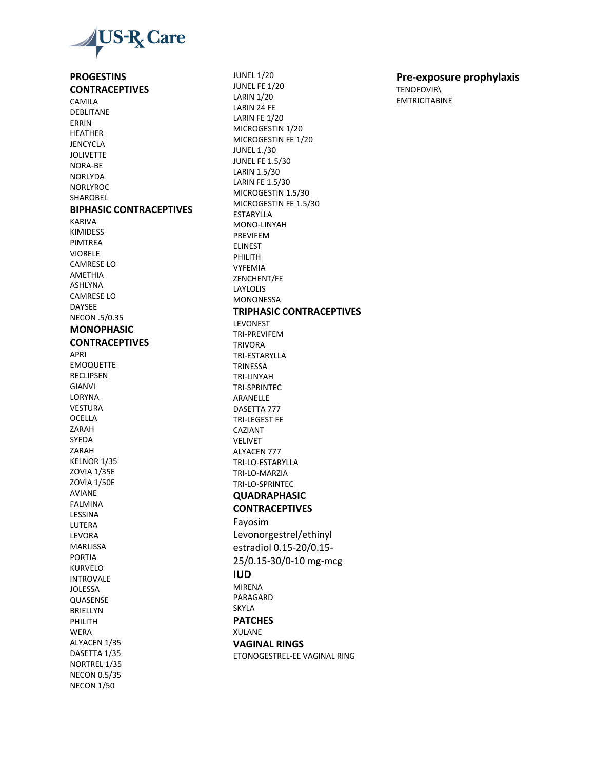## PROGESTINS CONTRACEPTIVES

CAMILA
DEBLITANE
ERRIN
HEATHER
JENCYCLA
JOLIVETTE
NORA-BE
NORLYDA
NORLYROC
SHAROBEL

## BIPHASIC CONTRACEPTIVES

KARIVA
KIMIDESS
PIMTREA
VIORELE
CAMRESE LO
AMETHIA
ASHLYNA
CAMRESE LO
DAYSEE
NECON .5/0.35

## MONOPHASIC CONTRACEPTIVES

APRI
EMOQUETTE
RECLIPSEN
GIANVI
LORYNA
VESTURA
OCELLA
ZARAH
SYEDA
ZARAH
KELNOR 1/35
ZOVIA 1/35E
ZOVIA 1/50E
AVIANE
FALMINA
LESSINA
LUTERA
LEVORA
MARLISSA
PORTIA
KURVELO
INTROVALE
JOLESSA
QUASENSE
BRIELLYN
PHILITH
WERA
ALYACEN 1/35
DASETTA 1/35
NORTREL 1/35
NECON 0.5/35
NECON 1/50
JUNEL 1/20
JUNEL FE 1/20
LARIN 1/20
LARIN 24 FE
LARIN FE 1/20
MICROGESTIN 1/20
MICROGESTIN FE 1/20
JUNEL 1./30
JUNEL FE 1.5/30
LARIN 1.5/30
LARIN FE 1.5/30
MICROGESTIN 1.5/30
MICROGESTIN FE 1.5/30
ESTARYLLA
MONO-LINYAH
PREVIFEM
ELINEST
PHILITH
VYFEMIA
ZENCHENT/FE
LAYLOLIS
MONONESSA

## TRIPHASIC CONTRACEPTIVES

LEVONEST
TRI-PREVIFEM
TRIVORA
TRI-ESTARYLLA
TRINESSA
TRI-LINYAH
TRI-SPRINTEC
ARANELLE
DASETTA 777
TRI-LEGEST FE
CAZIANT
VELIVET
ALYACEN 777
TRI-LO-ESTARYLLA
TRI-LO-MARZIA
TRI-LO-SPRINTEC

## QUADRAPHASIC CONTRACEPTIVES

Fayosim
Levonorgestrel/ethinyl estradiol 0.15-20/0.15-25/0.15-30/0-10 mg-mcg

## IUD

MIRENA
PARAGARD
SKYLA

## PATCHES

XULANE

## VAGINAL RINGS

ETONOGESTREL-EE VAGINAL RING

## Pre-exposure prophylaxis

TENOFOVIR\
EMTRICITABINE